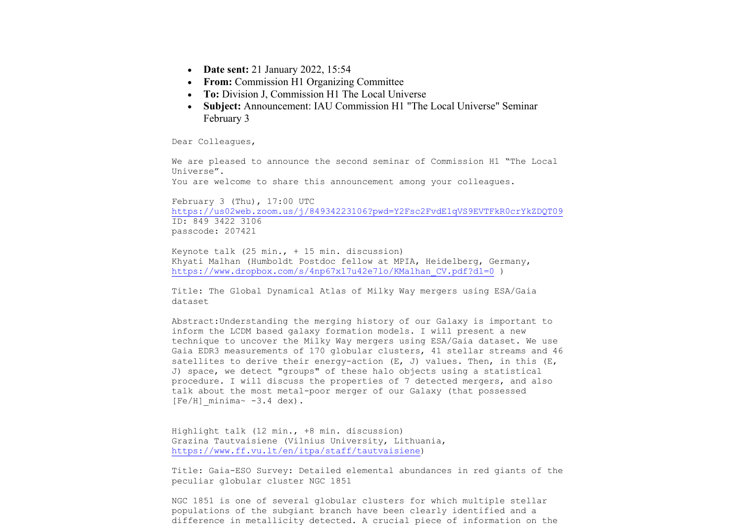- **Date sent:** 21 January 2022, 15:54
- **From:** Commission H1 Organizing Committee
- **To:** Division J, Commission H1 The Local Universe
- **Subject:** Announcement: IAU Commission H1 "The Local Universe" Seminar February 3

Dear Colleagues,

We are pleased to announce the second seminar of Commission H1 “The Local Universe”.
You are welcome to share this announcement among your colleagues.

February 3 (Thu), 17:00 UTC
https://us02web.zoom.us/j/84934223106?pwd=Y2Fsc2FvdE1qVS9EVTFkR0crYkZDQT09
ID: 849 3422 3106
passcode: 207421

Keynote talk (25 min., + 15 min. discussion)
Khyati Malhan (Humboldt Postdoc fellow at MPIA, Heidelberg, Germany, https://www.dropbox.com/s/4np67x17u42e7lo/KMalhan_CV.pdf?dl=0 )

Title: The Global Dynamical Atlas of Milky Way mergers using ESA/Gaia dataset

Abstract:Understanding the merging history of our Galaxy is important to inform the LCDM based galaxy formation models. I will present a new technique to uncover the Milky Way mergers using ESA/Gaia dataset. We use Gaia EDR3 measurements of 170 globular clusters, 41 stellar streams and 46 satellites to derive their energy-action (E, J) values. Then, in this (E, J) space, we detect "groups" of these halo objects using a statistical procedure. I will discuss the properties of 7 detected mergers, and also talk about the most metal-poor merger of our Galaxy (that possessed [Fe/H]_minima~ -3.4 dex).

Highlight talk (12 min., +8 min. discussion)
Grazina Tautvaisiene (Vilnius University, Lithuania, https://www.ff.vu.lt/en/itpa/staff/tautvaisiene)

Title: Gaia-ESO Survey: Detailed elemental abundances in red giants of the peculiar globular cluster NGC 1851

NGC 1851 is one of several globular clusters for which multiple stellar populations of the subgiant branch have been clearly identified and a difference in metallicity detected. A crucial piece of information on the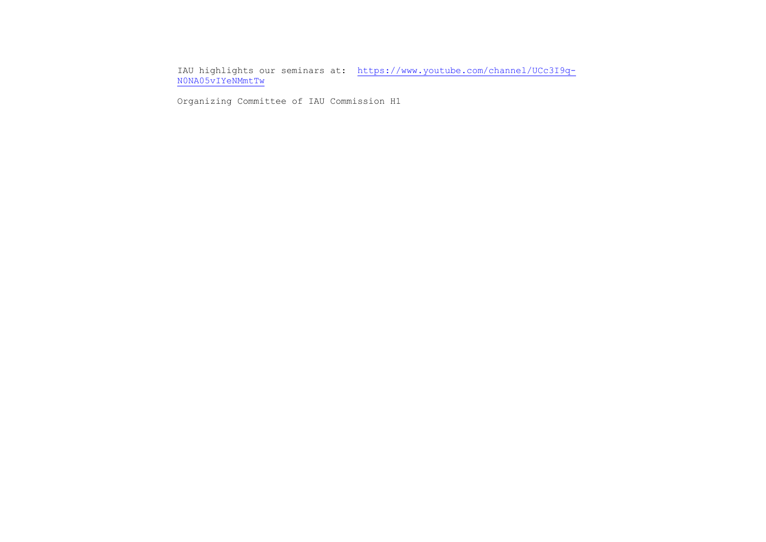IAU highlights our seminars at: [https://www.youtube.com/channel/UCc3I9q-N0NA05vIYeNMmtTw](https://www.youtube.com/channel/UCc3I9q-N0NA05vIYeNMmtTw)

Organizing Committee of IAU Commission H1